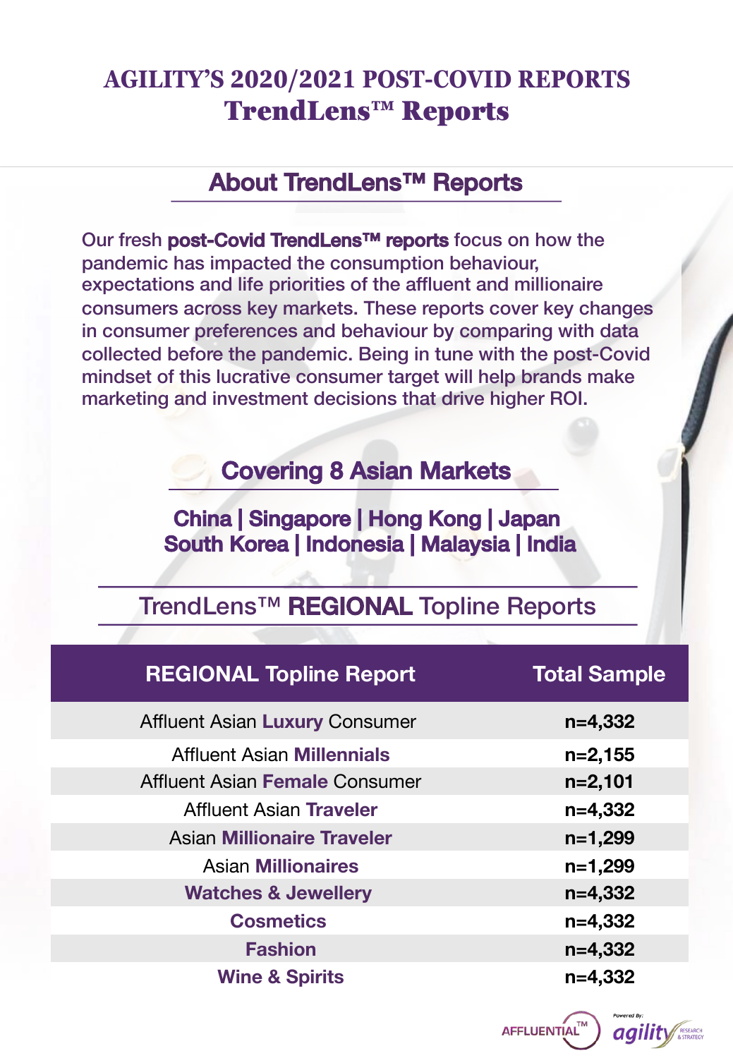# AGILITY'S 2020/2021 POST-COVID REPORTS
# TrendLens™ Reports

## About TrendLens™ Reports

Our fresh **post-Covid TrendLens™ reports** focus on how the pandemic has impacted the consumption behaviour, expectations and life priorities of the affluent and millionaire consumers across key markets. These reports cover key changes in consumer preferences and behaviour by comparing with data collected before the pandemic. Being in tune with the post-Covid mindset of this lucrative consumer target will help brands make marketing and investment decisions that drive higher ROI.

## Covering 8 Asian Markets

**China | Singapore | Hong Kong | Japan**
**South Korea | Indonesia | Malaysia | India**

## TrendLens™ **REGIONAL** Topline Reports

| REGIONAL Topline Report | Total Sample |
| --- | --- |
| Affluent Asian **Luxury** Consumer | **n=4,332** |
| Affluent Asian **Millennials** | **n=2,155** |
| Affluent Asian **Female** Consumer | **n=2,101** |
| Affluent Asian **Traveler** | **n=4,332** |
| Asian **Millionaire Traveler** | **n=1,299** |
| Asian **Millionaires** | **n=1,299** |
| **Watches & Jewellery** | **n=4,332** |
| **Cosmetics** | **n=4,332** |
| **Fashion** | **n=4,332** |
| **Wine & Spirits** | **n=4,332** |

AFFLUENTIAL™ Powered By: agility RESEARCH & STRATEGY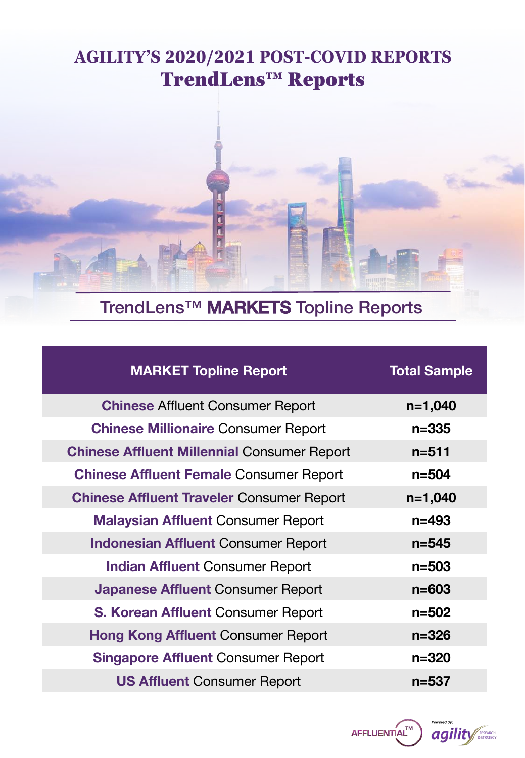# AGILITY'S 2020/2021 POST-COVID REPORTS
## TrendLens™ Reports

## TrendLens™ **MARKETS** Topline Reports

| MARKET Topline Report | Total Sample |
|---|---|
| **Chinese** Affluent Consumer Report | n=1,040 |
| **Chinese Millionaire** Consumer Report | n=335 |
| **Chinese Affluent Millennial** Consumer Report | n=511 |
| **Chinese Affluent Female** Consumer Report | n=504 |
| **Chinese Affluent Traveler** Consumer Report | n=1,040 |
| **Malaysian Affluent** Consumer Report | n=493 |
| **Indonesian Affluent** Consumer Report | n=545 |
| **Indian Affluent** Consumer Report | n=503 |
| **Japanese Affluent** Consumer Report | n=603 |
| **S. Korean Affluent** Consumer Report | n=502 |
| **Hong Kong Affluent** Consumer Report | n=326 |
| **Singapore Affluent** Consumer Report | n=320 |
| **US Affluent** Consumer Report | n=537 |

AFFLUENTIAL™ Powered By: agility RESEARCH & STRATEGY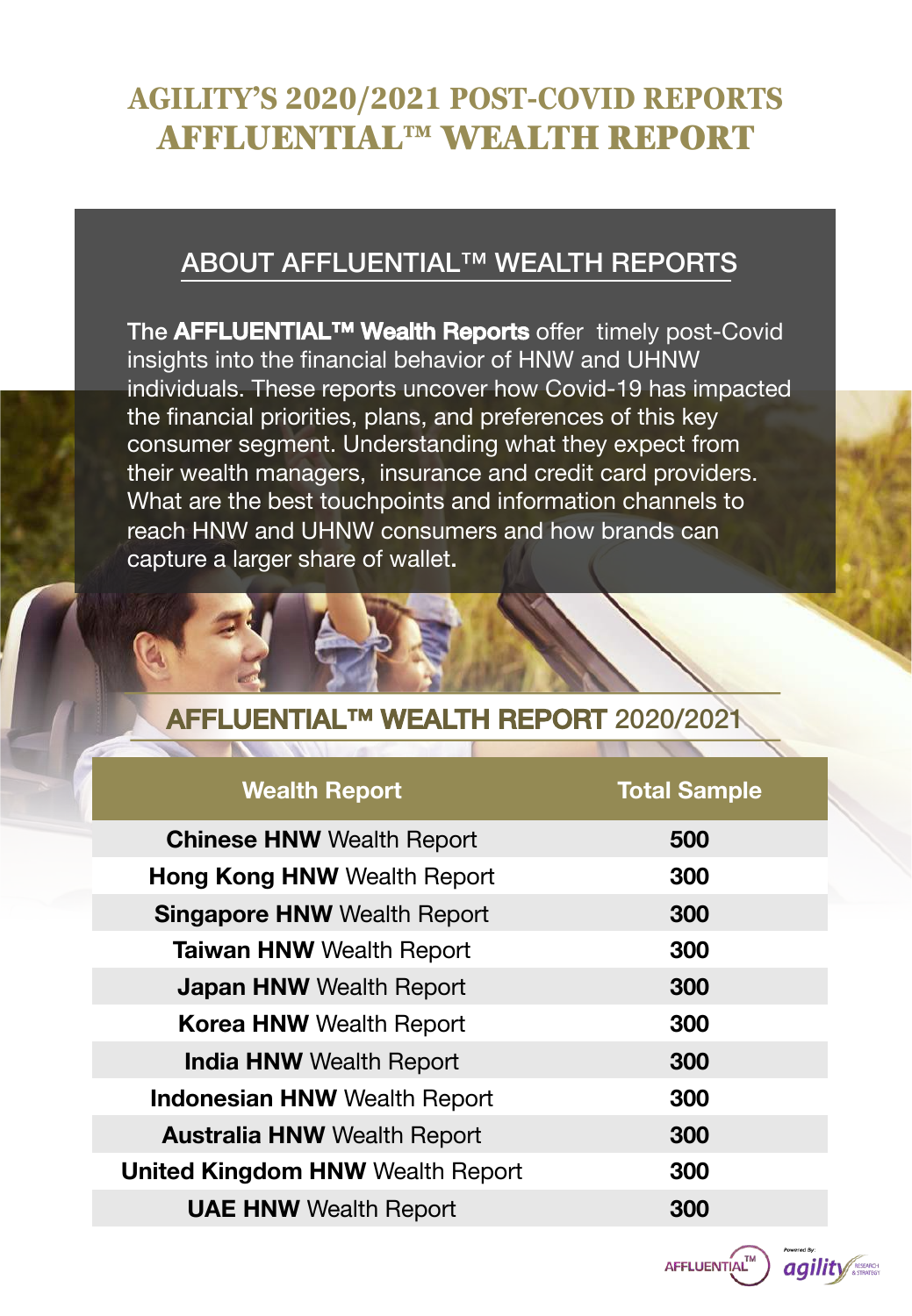# AGILITY'S 2020/2021 POST-COVID REPORTS
# AFFLUENTIAL™ WEALTH REPORT

## ABOUT AFFLUENTIAL™ WEALTH REPORTS

The **AFFLUENTIAL™ Wealth Reports** offer timely post-Covid insights into the financial behavior of HNW and UHNW individuals. These reports uncover how Covid-19 has impacted the financial priorities, plans, and preferences of this key consumer segment. Understanding what they expect from their wealth managers, insurance and credit card providers. What are the best touchpoints and information channels to reach HNW and UHNW consumers and how brands can capture a larger share of wallet.

## AFFLUENTIAL™ WEALTH REPORT 2020/2021

| Wealth Report | Total Sample |
|---|---|
| **Chinese HNW** Wealth Report | 500 |
| **Hong Kong HNW** Wealth Report | 300 |
| **Singapore HNW** Wealth Report | 300 |
| **Taiwan HNW** Wealth Report | 300 |
| **Japan HNW** Wealth Report | 300 |
| **Korea HNW** Wealth Report | 300 |
| **India HNW** Wealth Report | 300 |
| **Indonesian HNW** Wealth Report | 300 |
| **Australia HNW** Wealth Report | 300 |
| **United Kingdom HNW** Wealth Report | 300 |
| **UAE HNW** Wealth Report | 300 |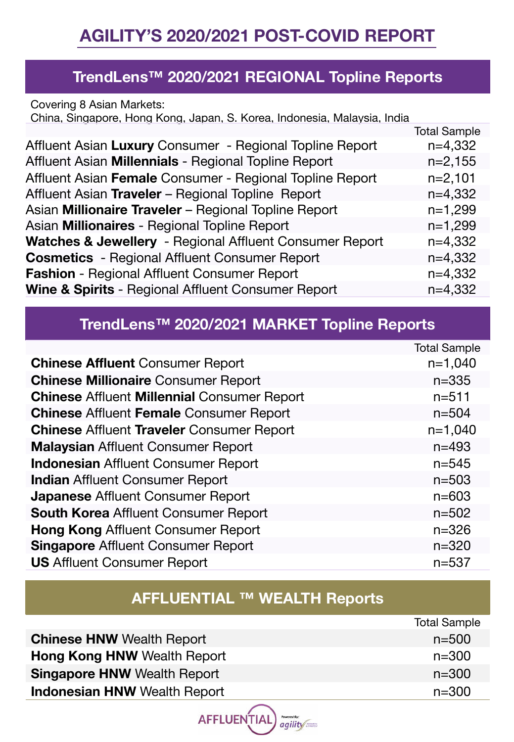# AGILITY'S 2020/2021 POST-COVID REPORT

## TrendLens™ 2020/2021 REGIONAL Topline Reports

Covering 8 Asian Markets:
China, Singapore, Hong Kong, Japan, S. Korea, Indonesia, Malaysia, India

| | Total Sample |
|---|---|
| Affluent Asian **Luxury** Consumer - Regional Topline Report | n=4,332 |
| Affluent Asian **Millennials** - Regional Topline Report | n=2,155 |
| Affluent Asian **Female** Consumer - Regional Topline Report | n=2,101 |
| Affluent Asian **Traveler** – Regional Topline Report | n=4,332 |
| Asian **Millionaire Traveler** – Regional Topline Report | n=1,299 |
| Asian **Millionaires** - Regional Topline Report | n=1,299 |
| **Watches & Jewellery** - Regional Affluent Consumer Report | n=4,332 |
| **Cosmetics** - Regional Affluent Consumer Report | n=4,332 |
| **Fashion** - Regional Affluent Consumer Report | n=4,332 |
| **Wine & Spirits** - Regional Affluent Consumer Report | n=4,332 |

## TrendLens™ 2020/2021 MARKET Topline Reports

| | Total Sample |
|---|---|
| **Chinese Affluent** Consumer Report | n=1,040 |
| **Chinese Millionaire** Consumer Report | n=335 |
| **Chinese** Affluent **Millennial** Consumer Report | n=511 |
| **Chinese** Affluent **Female** Consumer Report | n=504 |
| **Chinese** Affluent **Traveler** Consumer Report | n=1,040 |
| **Malaysian** Affluent Consumer Report | n=493 |
| **Indonesian** Affluent Consumer Report | n=545 |
| **Indian** Affluent Consumer Report | n=503 |
| **Japanese** Affluent Consumer Report | n=603 |
| **South Korea** Affluent Consumer Report | n=502 |
| **Hong Kong** Affluent Consumer Report | n=326 |
| **Singapore** Affluent Consumer Report | n=320 |
| **US** Affluent Consumer Report | n=537 |

## AFFLUENTIAL ™ WEALTH Reports

| | Total Sample |
|---|---|
| **Chinese HNW** Wealth Report | n=500 |
| **Hong Kong HNW** Wealth Report | n=300 |
| **Singapore HNW** Wealth Report | n=300 |
| **Indonesian HNW** Wealth Report | n=300 |

AFFLUENTIAL Powered By: agility